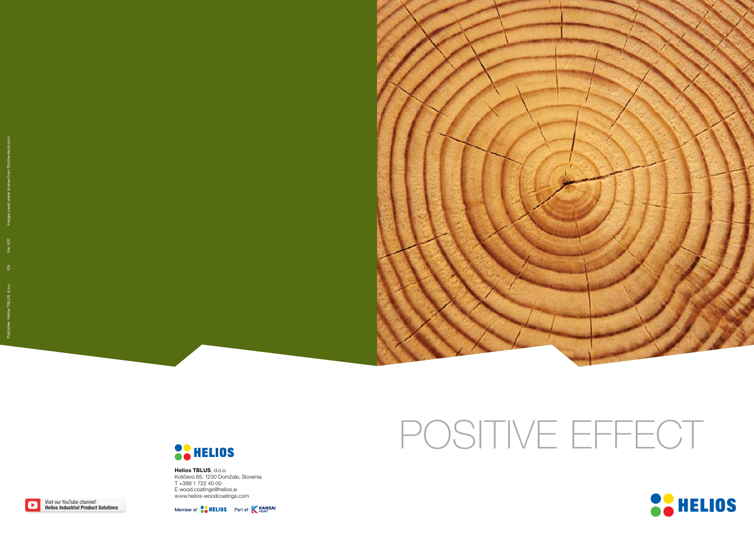Publisher: Helios TBLUS, d.o.o. EN Ver. 002 Images used under license from Shutterstock.com.

# POSITIVE EFFECT

HELIOS

**Helios TBLUS**, d.o.o.
Količevo 65, 1230 Domžale, Slovenia
T +386 1 722 40 00
E wood.coatings@helios.si
www.helios-woodcoatings.com

Member of HELIOS Part of KANSAI PAINT

Visit our YouTube channel!
**Helios Industrial Product Solutions**

HELIOS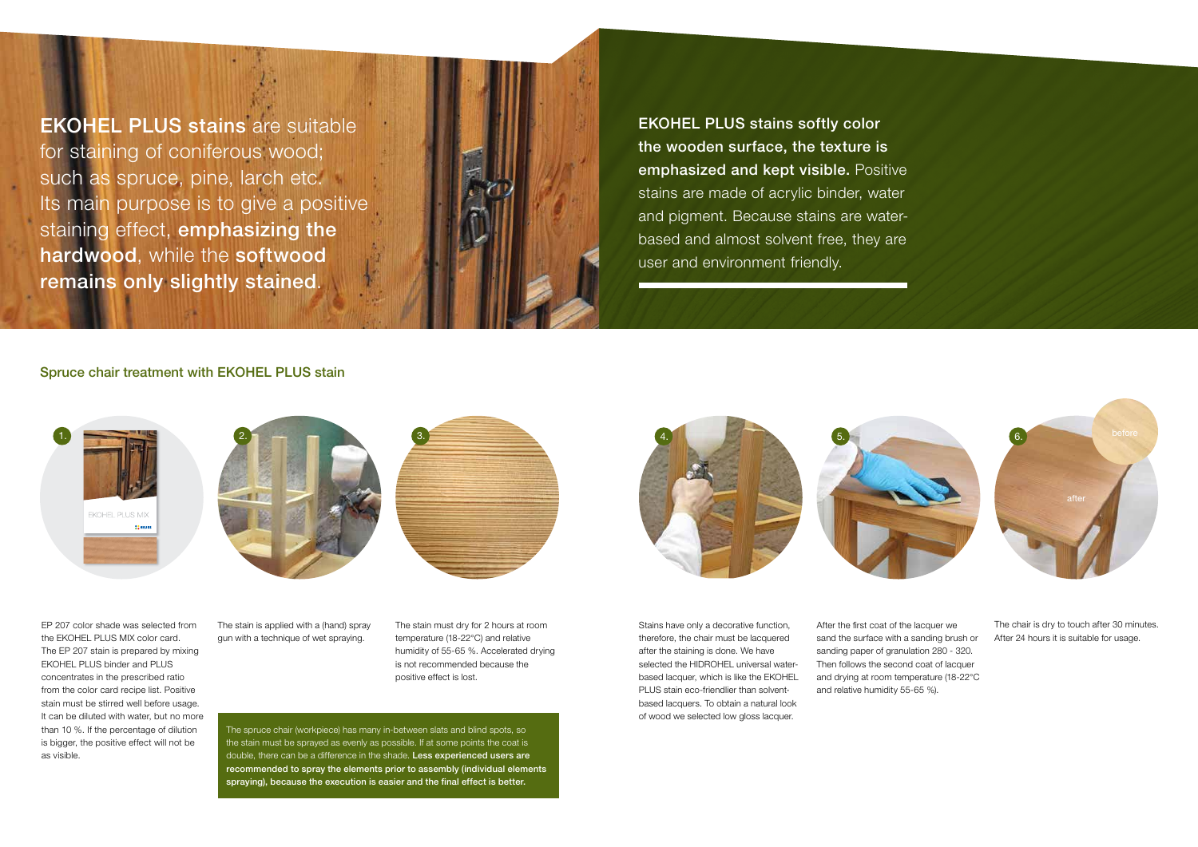**EKOHEL PLUS stains** are suitable for staining of coniferous wood; such as spruce, pine, larch etc. Its main purpose is to give a positive staining effect, **emphasizing the hardwood**, while the **softwood remains only slightly stained**.

**EKOHEL PLUS stains softly color the wooden surface, the texture is emphasized and kept visible.** Positive stains are made of acrylic binder, water and pigment. Because stains are water-based and almost solvent free, they are user and environment friendly.

## Spruce chair treatment with EKOHEL PLUS stain

1. EP 207 color shade was selected from the EKOHEL PLUS MIX color card. The EP 207 stain is prepared by mixing EKOHEL PLUS binder and PLUS concentrates in the prescribed ratio from the color card recipe list. Positive stain must be stirred well before usage. It can be diluted with water, but no more than 10 %. If the percentage of dilution is bigger, the positive effect will not be as visible.

2. The stain is applied with a (hand) spray gun with a technique of wet spraying.

3. The stain must dry for 2 hours at room temperature (18-22°C) and relative humidity of 55-65 %. Accelerated drying is not recommended because the positive effect is lost.

The spruce chair (workpiece) has many in-between slats and blind spots, so the stain must be sprayed as evenly as possible. If at some points the coat is double, there can be a difference in the shade. **Less experienced users are recommended to spray the elements prior to assembly (individual elements spraying), because the execution is easier and the final effect is better.**

4. Stains have only a decorative function, therefore, the chair must be lacquered after the staining is done. We have selected the HIDROHEL universal water-based lacquer, which is like the EKOHEL PLUS stain eco-friendlier than solvent-based lacquers. To obtain a natural look of wood we selected low gloss lacquer.

5. After the first coat of the lacquer we sand the surface with a sanding brush or sanding paper of granulation 280 - 320. Then follows the second coat of lacquer and drying at room temperature (18-22°C and relative humidity 55-65 %).

6. The chair is dry to touch after 30 minutes. After 24 hours it is suitable for usage.